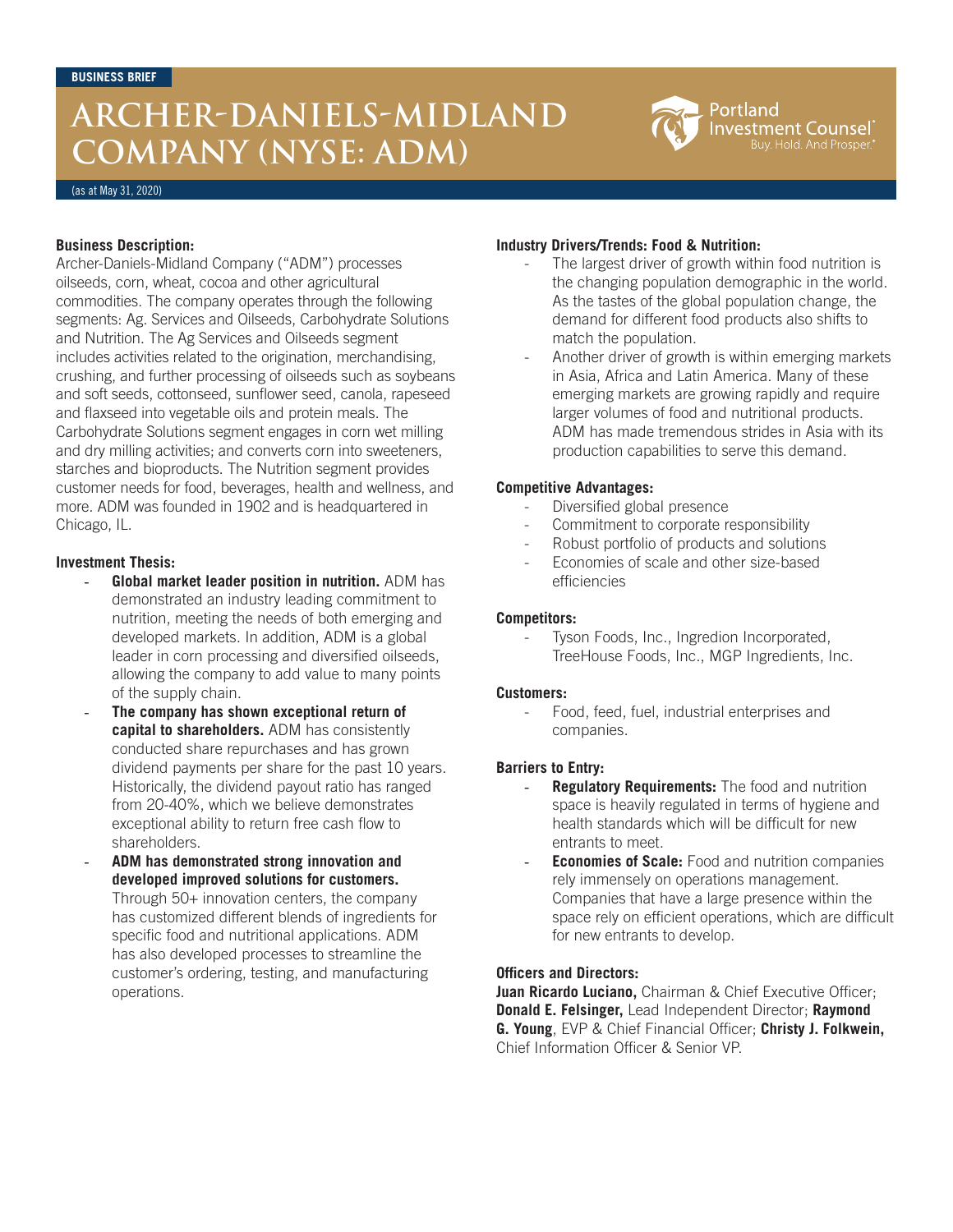BUSINESS BRIEF

# ARCHER-DANIELS-MIDLAND COMPANY (NYSE: ADM)

(as at May 31, 2020)

**Business Description:**

Archer-Daniels-Midland Company ("ADM") processes oilseeds, corn, wheat, cocoa and other agricultural commodities. The company operates through the following segments: Ag. Services and Oilseeds, Carbohydrate Solutions and Nutrition. The Ag Services and Oilseeds segment includes activities related to the origination, merchandising, crushing, and further processing of oilseeds such as soybeans and soft seeds, cottonseed, sunflower seed, canola, rapeseed and flaxseed into vegetable oils and protein meals. The Carbohydrate Solutions segment engages in corn wet milling and dry milling activities; and converts corn into sweeteners, starches and bioproducts. The Nutrition segment provides customer needs for food, beverages, health and wellness, and more. ADM was founded in 1902 and is headquartered in Chicago, IL.

**Investment Thesis:**

- **Global market leader position in nutrition.** ADM has demonstrated an industry leading commitment to nutrition, meeting the needs of both emerging and developed markets. In addition, ADM is a global leader in corn processing and diversified oilseeds, allowing the company to add value to many points of the supply chain.
- **The company has shown exceptional return of capital to shareholders.** ADM has consistently conducted share repurchases and has grown dividend payments per share for the past 10 years. Historically, the dividend payout ratio has ranged from 20-40%, which we believe demonstrates exceptional ability to return free cash flow to shareholders.
- **ADM has demonstrated strong innovation and developed improved solutions for customers.** Through 50+ innovation centers, the company has customized different blends of ingredients for specific food and nutritional applications. ADM has also developed processes to streamline the customer's ordering, testing, and manufacturing operations.

**Industry Drivers/Trends: Food & Nutrition:**

- The largest driver of growth within food nutrition is the changing population demographic in the world. As the tastes of the global population change, the demand for different food products also shifts to match the population.
- Another driver of growth is within emerging markets in Asia, Africa and Latin America. Many of these emerging markets are growing rapidly and require larger volumes of food and nutritional products. ADM has made tremendous strides in Asia with its production capabilities to serve this demand.

**Competitive Advantages:**

- Diversified global presence
- Commitment to corporate responsibility
- Robust portfolio of products and solutions
- Economies of scale and other size-based efficiencies

**Competitors:**

- Tyson Foods, Inc., Ingredion Incorporated, TreeHouse Foods, Inc., MGP Ingredients, Inc.

**Customers:**

- Food, feed, fuel, industrial enterprises and companies.

**Barriers to Entry:**

- **Regulatory Requirements:** The food and nutrition space is heavily regulated in terms of hygiene and health standards which will be difficult for new entrants to meet.
- **Economies of Scale:** Food and nutrition companies rely immensely on operations management. Companies that have a large presence within the space rely on efficient operations, which are difficult for new entrants to develop.

**Officers and Directors:**

**Juan Ricardo Luciano,** Chairman & Chief Executive Officer; **Donald E. Felsinger,** Lead Independent Director; **Raymond G. Young**, EVP & Chief Financial Officer; **Christy J. Folkwein,** Chief Information Officer & Senior VP.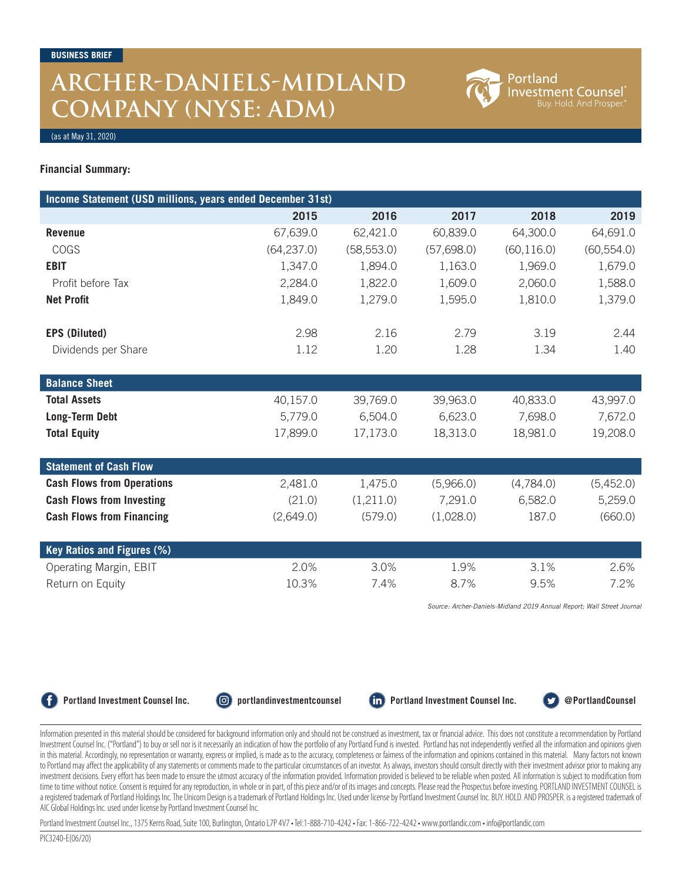BUSINESS BRIEF

# ARCHER-DANIELS-MIDLAND COMPANY (NYSE: ADM)

(as at May 31, 2020)

**Financial Summary:**

| Income Statement (USD millions, years ended December 31st) | 2015 | 2016 | 2017 | 2018 | 2019 |
|---|---|---|---|---|---|
| **Revenue** | 67,639.0 | 62,421.0 | 60,839.0 | 64,300.0 | 64,691.0 |
| COGS | (64,237.0) | (58,553.0) | (57,698.0) | (60,116.0) | (60,554.0) |
| **EBIT** | 1,347.0 | 1,894.0 | 1,163.0 | 1,969.0 | 1,679.0 |
| Profit before Tax | 2,284.0 | 1,822.0 | 1,609.0 | 2,060.0 | 1,588.0 |
| **Net Profit** | 1,849.0 | 1,279.0 | 1,595.0 | 1,810.0 | 1,379.0 |
| **EPS (Diluted)** | 2.98 | 2.16 | 2.79 | 3.19 | 2.44 |
| Dividends per Share | 1.12 | 1.20 | 1.28 | 1.34 | 1.40 |
| **Balance Sheet** | | | | | |
| **Total Assets** | 40,157.0 | 39,769.0 | 39,963.0 | 40,833.0 | 43,997.0 |
| **Long-Term Debt** | 5,779.0 | 6,504.0 | 6,623.0 | 7,698.0 | 7,672.0 |
| **Total Equity** | 17,899.0 | 17,173.0 | 18,313.0 | 18,981.0 | 19,208.0 |
| **Statement of Cash Flow** | | | | | |
| **Cash Flows from Operations** | 2,481.0 | 1,475.0 | (5,966.0) | (4,784.0) | (5,452.0) |
| **Cash Flows from Investing** | (21.0) | (1,211.0) | 7,291.0 | 6,582.0 | 5,259.0 |
| **Cash Flows from Financing** | (2,649.0) | (579.0) | (1,028.0) | 187.0 | (660.0) |
| **Key Ratios and Figures (%)** | | | | | |
| Operating Margin, EBIT | 2.0% | 3.0% | 1.9% | 3.1% | 2.6% |
| Return on Equity | 10.3% | 7.4% | 8.7% | 9.5% | 7.2% |

*Source: Archer-Daniels-Midland 2019 Annual Report; Wall Street Journal*

Portland Investment Counsel Inc. | portlandinvestmentcounsel | Portland Investment Counsel Inc. | @PortlandCounsel

Information presented in this material should be considered for background information only and should not be construed as investment, tax or financial advice. This does not constitute a recommendation by Portland Investment Counsel Inc. ("Portland") to buy or sell nor is it necessarily an indication of how the portfolio of any Portland Fund is invested. Portland has not independently verified all the information and opinions given in this material. Accordingly, no representation or warranty, express or implied, is made as to the accuracy, completeness or fairness of the information and opinions contained in this material. Many factors not known to Portland may affect the applicability of any statements or comments made to the particular circumstances of an investor. As always, investors should consult directly with their investment advisor prior to making any investment decisions. Every effort has been made to ensure the utmost accuracy of the information provided. Information provided is believed to be reliable when posted. All information is subject to modification from time to time without notice. Consent is required for any reproduction, in whole or in part, of this piece and/or of its images and concepts. Please read the Prospectus before investing. PORTLAND INVESTMENT COUNSEL is a registered trademark of Portland Holdings Inc. The Unicorn Design is a trademark of Portland Holdings Inc. Used under license by Portland Investment Counsel Inc. BUY. HOLD. AND PROSPER. is a registered trademark of AIC Global Holdings Inc. used under license by Portland Investment Counsel Inc.

Portland Investment Counsel Inc., 1375 Kerns Road, Suite 100, Burlington, Ontario L7P 4V7 • Tel:1-888-710-4242 • Fax: 1-866-722-4242 • www.portlandic.com • info@portlandic.com

PIC3240-E(06/20)